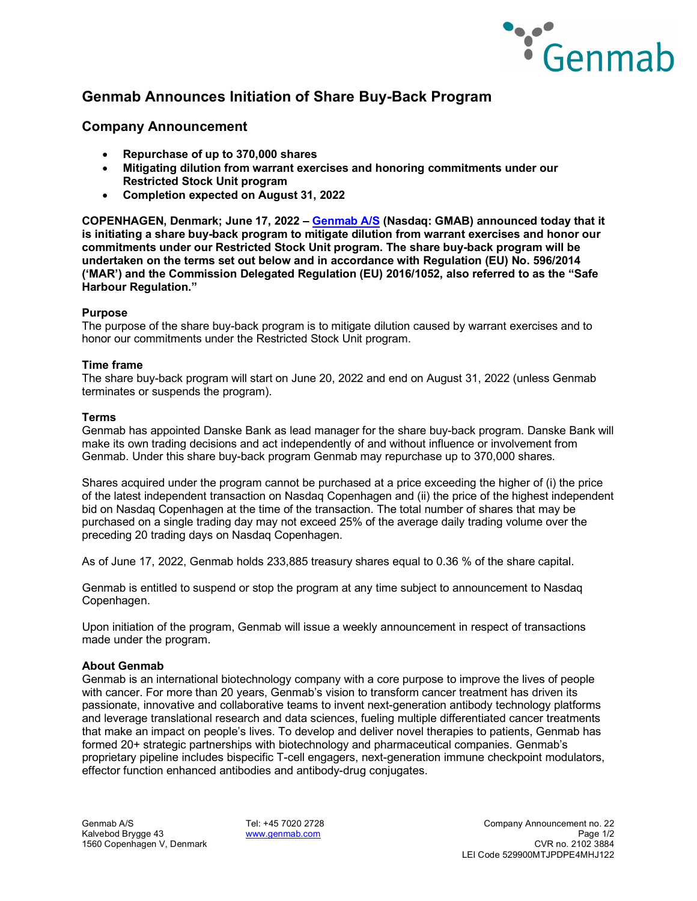# Genmab Announces Initiation of Share Buy-Back Program

## Company Announcement

- **Repurchase of up to 370,000 shares**
- **Mitigating dilution from warrant exercises and honoring commitments under our Restricted Stock Unit program**
- **Completion expected on August 31, 2022**

**COPENHAGEN, Denmark; June 17, 2022 – [Genmab A/S](http://www.genmab.com) (Nasdaq: GMAB) announced today that it is initiating a share buy-back program to mitigate dilution from warrant exercises and honor our commitments under our Restricted Stock Unit program. The share buy-back program will be undertaken on the terms set out below and in accordance with Regulation (EU) No. 596/2014 ('MAR') and the Commission Delegated Regulation (EU) 2016/1052, also referred to as the "Safe Harbour Regulation."**

**Purpose**
The purpose of the share buy-back program is to mitigate dilution caused by warrant exercises and to honor our commitments under the Restricted Stock Unit program.

**Time frame**
The share buy-back program will start on June 20, 2022 and end on August 31, 2022 (unless Genmab terminates or suspends the program).

**Terms**
Genmab has appointed Danske Bank as lead manager for the share buy-back program. Danske Bank will make its own trading decisions and act independently of and without influence or involvement from Genmab. Under this share buy-back program Genmab may repurchase up to 370,000 shares.

Shares acquired under the program cannot be purchased at a price exceeding the higher of (i) the price of the latest independent transaction on Nasdaq Copenhagen and (ii) the price of the highest independent bid on Nasdaq Copenhagen at the time of the transaction. The total number of shares that may be purchased on a single trading day may not exceed 25% of the average daily trading volume over the preceding 20 trading days on Nasdaq Copenhagen.

As of June 17, 2022, Genmab holds 233,885 treasury shares equal to 0.36 % of the share capital.

Genmab is entitled to suspend or stop the program at any time subject to announcement to Nasdaq Copenhagen.

Upon initiation of the program, Genmab will issue a weekly announcement in respect of transactions made under the program.

**About Genmab**
Genmab is an international biotechnology company with a core purpose to improve the lives of people with cancer. For more than 20 years, Genmab's vision to transform cancer treatment has driven its passionate, innovative and collaborative teams to invent next-generation antibody technology platforms and leverage translational research and data sciences, fueling multiple differentiated cancer treatments that make an impact on people's lives. To develop and deliver novel therapies to patients, Genmab has formed 20+ strategic partnerships with biotechnology and pharmaceutical companies. Genmab's proprietary pipeline includes bispecific T-cell engagers, next-generation immune checkpoint modulators, effector function enhanced antibodies and antibody-drug conjugates.

Genmab A/S
Kalvebod Brygge 43
1560 Copenhagen V, Denmark

Tel: +45 7020 2728
[www.genmab.com](http://www.genmab.com)

Company Announcement no. 22
CVR no. 2102 3884
LEI Code 529900MTJPDPE4MHJ122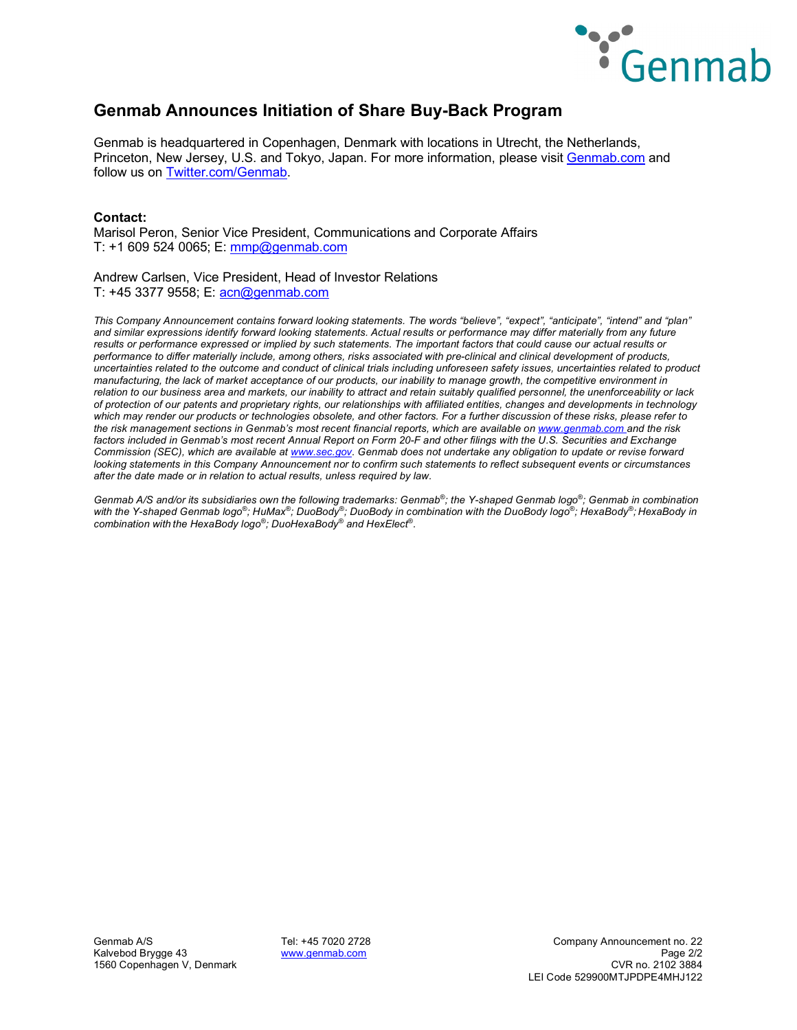## Genmab Announces Initiation of Share Buy-Back Program

Genmab is headquartered in Copenhagen, Denmark with locations in Utrecht, the Netherlands, Princeton, New Jersey, U.S. and Tokyo, Japan. For more information, please visit Genmab.com and follow us on Twitter.com/Genmab.

**Contact:**
Marisol Peron, Senior Vice President, Communications and Corporate Affairs
T: +1 609 524 0065; E: mmp@genmab.com

Andrew Carlsen, Vice President, Head of Investor Relations
T: +45 3377 9558; E: acn@genmab.com

*This Company Announcement contains forward looking statements. The words "believe", "expect", "anticipate", "intend" and "plan" and similar expressions identify forward looking statements. Actual results or performance may differ materially from any future results or performance expressed or implied by such statements. The important factors that could cause our actual results or performance to differ materially include, among others, risks associated with pre-clinical and clinical development of products, uncertainties related to the outcome and conduct of clinical trials including unforeseen safety issues, uncertainties related to product manufacturing, the lack of market acceptance of our products, our inability to manage growth, the competitive environment in relation to our business area and markets, our inability to attract and retain suitably qualified personnel, the unenforceability or lack of protection of our patents and proprietary rights, our relationships with affiliated entities, changes and developments in technology which may render our products or technologies obsolete, and other factors. For a further discussion of these risks, please refer to the risk management sections in Genmab's most recent financial reports, which are available on www.genmab.com and the risk factors included in Genmab's most recent Annual Report on Form 20-F and other filings with the U.S. Securities and Exchange Commission (SEC), which are available at www.sec.gov. Genmab does not undertake any obligation to update or revise forward looking statements in this Company Announcement nor to confirm such statements to reflect subsequent events or circumstances after the date made or in relation to actual results, unless required by law.*

*Genmab A/S and/or its subsidiaries own the following trademarks: Genmab®; the Y-shaped Genmab logo®; Genmab in combination with the Y-shaped Genmab logo®; HuMax®; DuoBody®; DuoBody in combination with the DuoBody logo®; HexaBody®; HexaBody in combination with the HexaBody logo®; DuoHexaBody® and HexElect®.*

Genmab A/S
Kalvebod Brygge 43
1560 Copenhagen V, Denmark

Tel: +45 7020 2728
www.genmab.com

Company Announcement no. 22
CVR no. 2102 3884
LEI Code 529900MTJPDPE4MHJ122